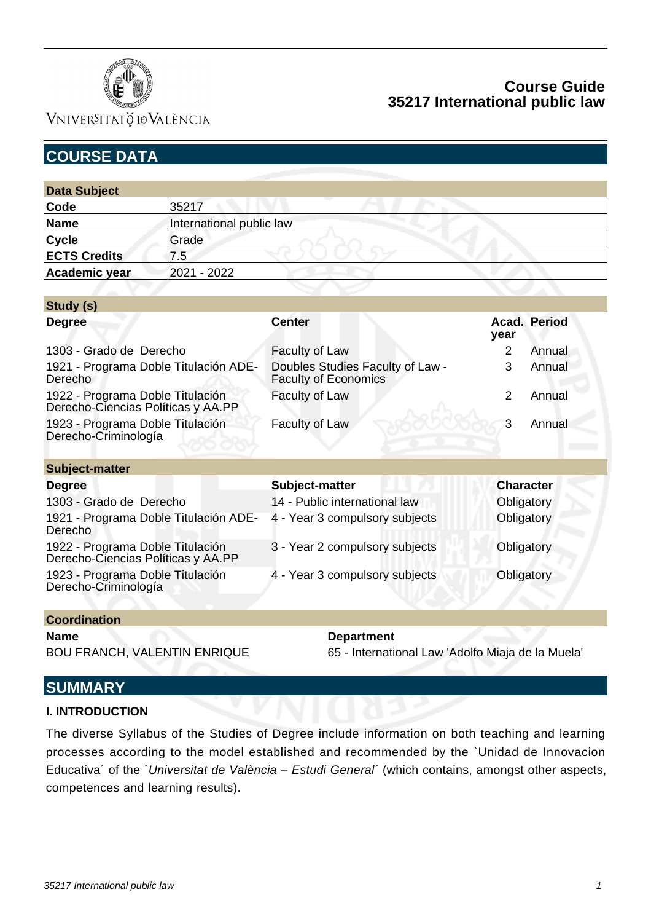# Course Guide
# 35217 International public law

## COURSE DATA

| Data Subject | |
|---|---|
| **Code** | 35217 |
| **Name** | International public law |
| **Cycle** | Grade |
| **ECTS Credits** | 7.5 |
| **Academic year** | 2021 - 2022 |

| Study (s) | | | |
|---|---|---|---|
| **Degree** | **Center** | **Acad. year** | **Period** |
| 1303 - Grado de Derecho | Faculty of Law | 2 | Annual |
| 1921 - Programa Doble Titulación ADE-Derecho | Doubles Studies Faculty of Law - Faculty of Economics | 3 | Annual |
| 1922 - Programa Doble Titulación Derecho-Ciencias Políticas y AA.PP | Faculty of Law | 2 | Annual |
| 1923 - Programa Doble Titulación Derecho-Criminología | Faculty of Law | 3 | Annual |

| Subject-matter | | |
|---|---|---|
| **Degree** | **Subject-matter** | **Character** |
| 1303 - Grado de Derecho | 14 - Public international law | Obligatory |
| 1921 - Programa Doble Titulación ADE-Derecho | 4 - Year 3 compulsory subjects | Obligatory |
| 1922 - Programa Doble Titulación Derecho-Ciencias Políticas y AA.PP | 3 - Year 2 compulsory subjects | Obligatory |
| 1923 - Programa Doble Titulación Derecho-Criminología | 4 - Year 3 compulsory subjects | Obligatory |

| Coordination | |
|---|---|
| **Name** | **Department** |
| BOU FRANCH, VALENTIN ENRIQUE | 65 - International Law 'Adolfo Miaja de la Muela' |

## SUMMARY

**I. INTRODUCTION**

The diverse Syllabus of the Studies of Degree include information on both teaching and learning processes according to the model established and recommended by the `Unidad de Innovacion Educativa´ of the `*Universitat de València – Estudi General*´ (which contains, amongst other aspects, competences and learning results).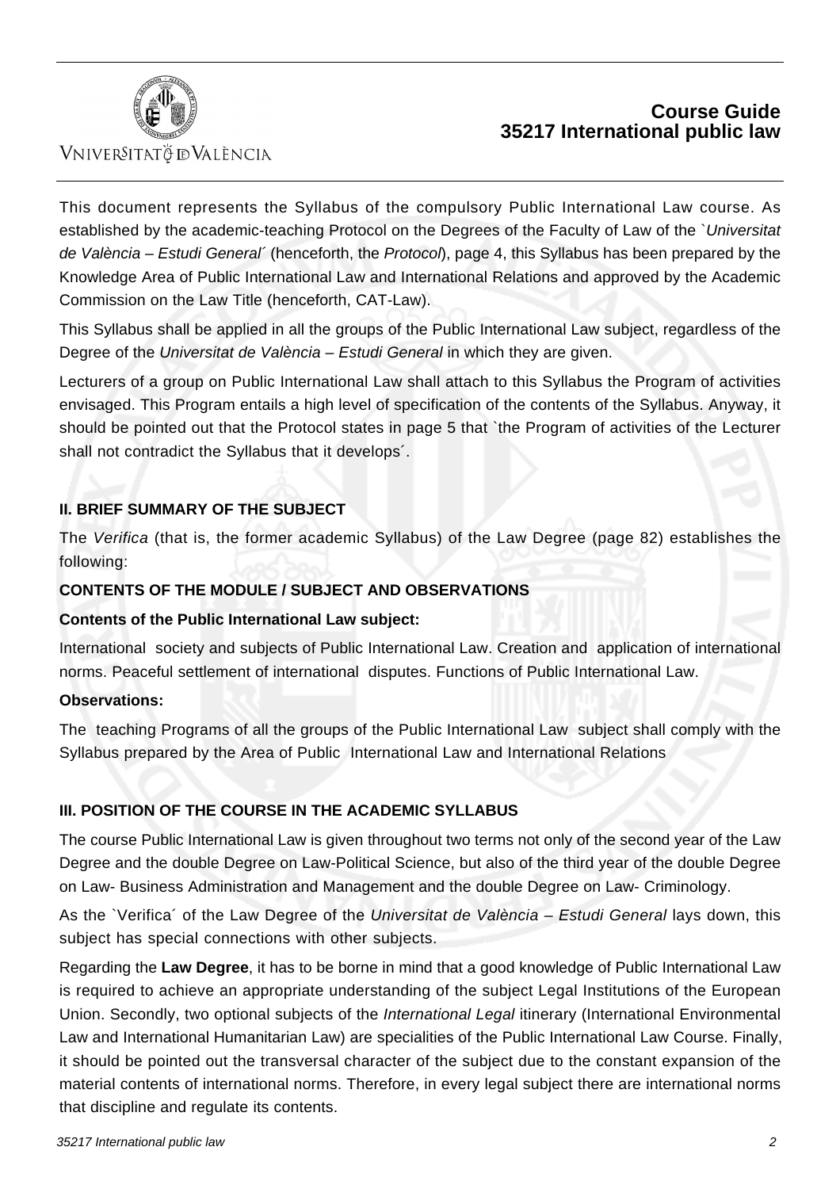This document represents the Syllabus of the compulsory Public International Law course. As established by the academic-teaching Protocol on the Degrees of the Faculty of Law of the `*Universitat de València – Estudi General*´ (henceforth, the *Protocol*), page 4, this Syllabus has been prepared by the Knowledge Area of Public International Law and International Relations and approved by the Academic Commission on the Law Title (henceforth, CAT-Law).

This Syllabus shall be applied in all the groups of the Public International Law subject, regardless of the Degree of the *Universitat de València – Estudi General* in which they are given.

Lecturers of a group on Public International Law shall attach to this Syllabus the Program of activities envisaged. This Program entails a high level of specification of the contents of the Syllabus. Anyway, it should be pointed out that the Protocol states in page 5 that `the Program of activities of the Lecturer shall not contradict the Syllabus that it develops´.

## II. BRIEF SUMMARY OF THE SUBJECT

The *Verifica* (that is, the former academic Syllabus) of the Law Degree (page 82) establishes the following:

**CONTENTS OF THE MODULE / SUBJECT AND OBSERVATIONS**

**Contents of the Public International Law subject:**

International society and subjects of Public International Law. Creation and application of international norms. Peaceful settlement of international disputes. Functions of Public International Law.

**Observations:**

The teaching Programs of all the groups of the Public International Law subject shall comply with the Syllabus prepared by the Area of Public International Law and International Relations

## III. POSITION OF THE COURSE IN THE ACADEMIC SYLLABUS

The course Public International Law is given throughout two terms not only of the second year of the Law Degree and the double Degree on Law-Political Science, but also of the third year of the double Degree on Law- Business Administration and Management and the double Degree on Law- Criminology.

As the `Verifica´ of the Law Degree of the *Universitat de València – Estudi General* lays down, this subject has special connections with other subjects.

Regarding the **Law Degree**, it has to be borne in mind that a good knowledge of Public International Law is required to achieve an appropriate understanding of the subject Legal Institutions of the European Union. Secondly, two optional subjects of the *International Legal* itinerary (International Environmental Law and International Humanitarian Law) are specialities of the Public International Law Course. Finally, it should be pointed out the transversal character of the subject due to the constant expansion of the material contents of international norms. Therefore, in every legal subject there are international norms that discipline and regulate its contents.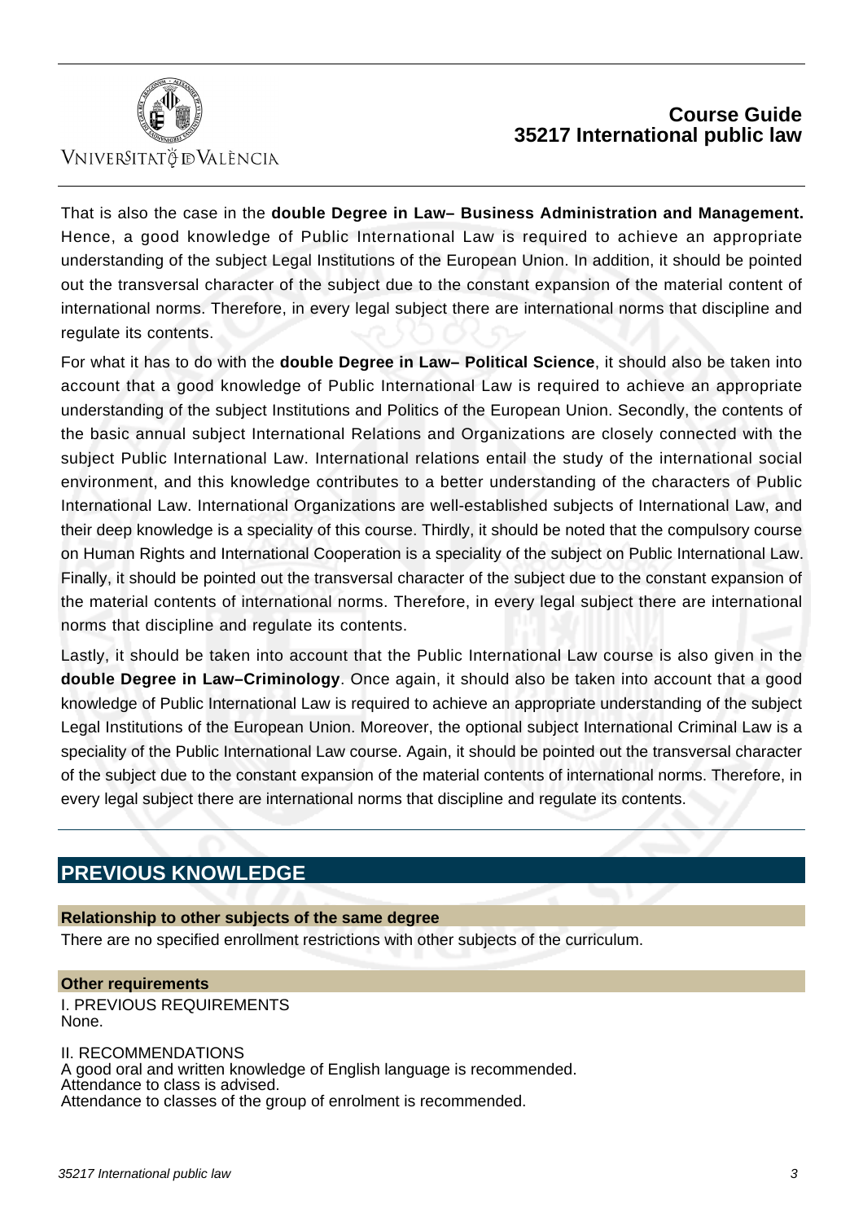That is also the case in the **double Degree in Law– Business Administration and Management.** Hence, a good knowledge of Public International Law is required to achieve an appropriate understanding of the subject Legal Institutions of the European Union. In addition, it should be pointed out the transversal character of the subject due to the constant expansion of the material content of international norms. Therefore, in every legal subject there are international norms that discipline and regulate its contents.

For what it has to do with the **double Degree in Law– Political Science**, it should also be taken into account that a good knowledge of Public International Law is required to achieve an appropriate understanding of the subject Institutions and Politics of the European Union. Secondly, the contents of the basic annual subject International Relations and Organizations are closely connected with the subject Public International Law. International relations entail the study of the international social environment, and this knowledge contributes to a better understanding of the characters of Public International Law. International Organizations are well-established subjects of International Law, and their deep knowledge is a speciality of this course. Thirdly, it should be noted that the compulsory course on Human Rights and International Cooperation is a speciality of the subject on Public International Law. Finally, it should be pointed out the transversal character of the subject due to the constant expansion of the material contents of international norms. Therefore, in every legal subject there are international norms that discipline and regulate its contents.

Lastly, it should be taken into account that the Public International Law course is also given in the **double Degree in Law–Criminology**. Once again, it should also be taken into account that a good knowledge of Public International Law is required to achieve an appropriate understanding of the subject Legal Institutions of the European Union. Moreover, the optional subject International Criminal Law is a speciality of the Public International Law course. Again, it should be pointed out the transversal character of the subject due to the constant expansion of the material contents of international norms. Therefore, in every legal subject there are international norms that discipline and regulate its contents.

## PREVIOUS KNOWLEDGE

### Relationship to other subjects of the same degree

There are no specified enrollment restrictions with other subjects of the curriculum.

### Other requirements

I. PREVIOUS REQUIREMENTS
None.

II. RECOMMENDATIONS
A good oral and written knowledge of English language is recommended.
Attendance to class is advised.
Attendance to classes of the group of enrolment is recommended.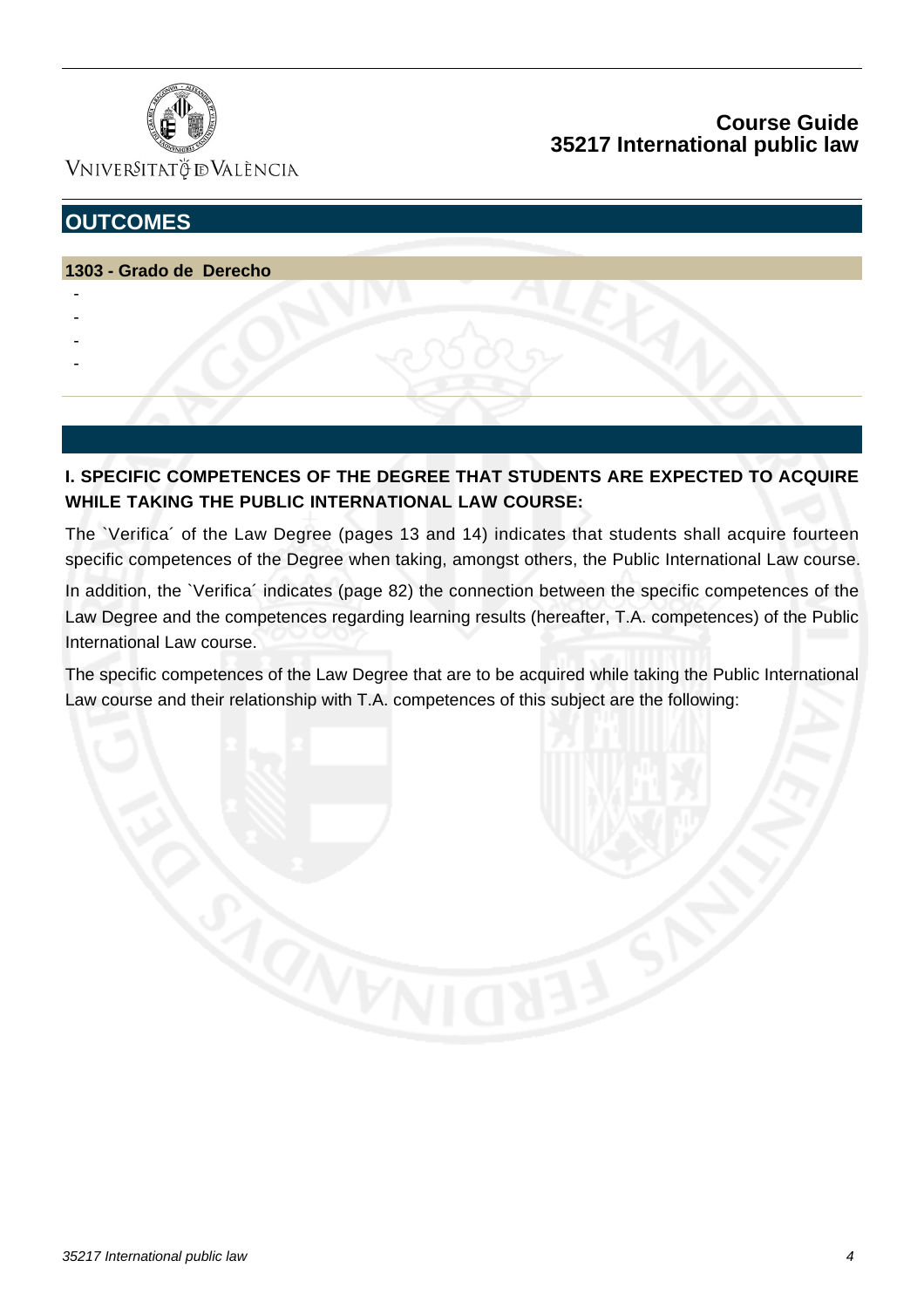## OUTCOMES

**1303 - Grado de Derecho**

-
-
-
-

**I. SPECIFIC COMPETENCES OF THE DEGREE THAT STUDENTS ARE EXPECTED TO ACQUIRE WHILE TAKING THE PUBLIC INTERNATIONAL LAW COURSE:**

The `Verifica´ of the Law Degree (pages 13 and 14) indicates that students shall acquire fourteen specific competences of the Degree when taking, amongst others, the Public International Law course.

In addition, the `Verifica´ indicates (page 82) the connection between the specific competences of the Law Degree and the competences regarding learning results (hereafter, T.A. competences) of the Public International Law course.

The specific competences of the Law Degree that are to be acquired while taking the Public International Law course and their relationship with T.A. competences of this subject are the following: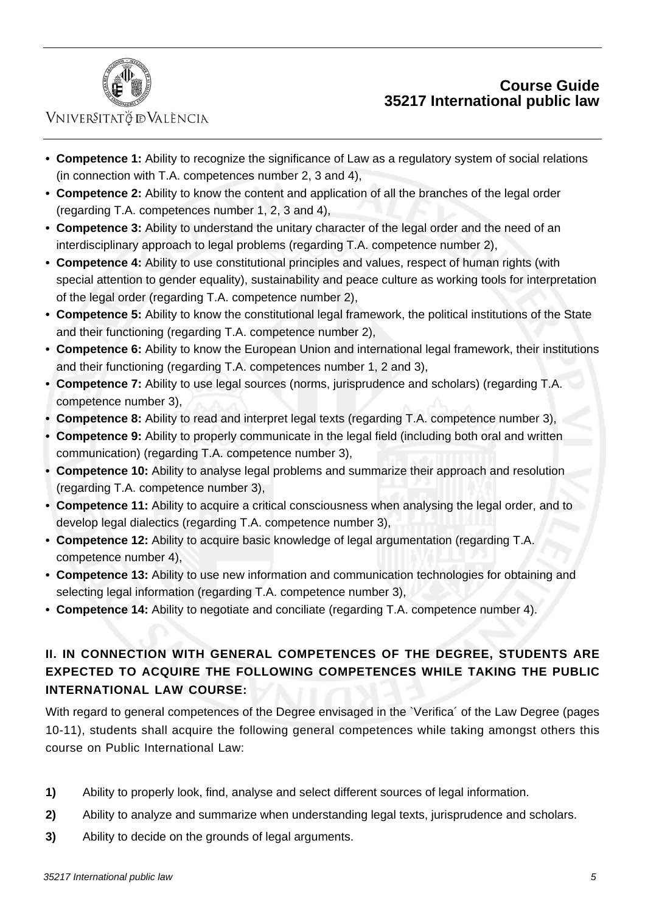- **Competence 1:** Ability to recognize the significance of Law as a regulatory system of social relations (in connection with T.A. competences number 2, 3 and 4),
- **Competence 2:** Ability to know the content and application of all the branches of the legal order (regarding T.A. competences number 1, 2, 3 and 4),
- **Competence 3:** Ability to understand the unitary character of the legal order and the need of an interdisciplinary approach to legal problems (regarding T.A. competence number 2),
- **Competence 4:** Ability to use constitutional principles and values, respect of human rights (with special attention to gender equality), sustainability and peace culture as working tools for interpretation of the legal order (regarding T.A. competence number 2),
- **Competence 5:** Ability to know the constitutional legal framework, the political institutions of the State and their functioning (regarding T.A. competence number 2),
- **Competence 6:** Ability to know the European Union and international legal framework, their institutions and their functioning (regarding T.A. competences number 1, 2 and 3),
- **Competence 7:** Ability to use legal sources (norms, jurisprudence and scholars) (regarding T.A. competence number 3),
- **Competence 8:** Ability to read and interpret legal texts (regarding T.A. competence number 3),
- **Competence 9:** Ability to properly communicate in the legal field (including both oral and written communication) (regarding T.A. competence number 3),
- **Competence 10:** Ability to analyse legal problems and summarize their approach and resolution (regarding T.A. competence number 3),
- **Competence 11:** Ability to acquire a critical consciousness when analysing the legal order, and to develop legal dialectics (regarding T.A. competence number 3),
- **Competence 12:** Ability to acquire basic knowledge of legal argumentation (regarding T.A. competence number 4),
- **Competence 13:** Ability to use new information and communication technologies for obtaining and selecting legal information (regarding T.A. competence number 3),
- **Competence 14:** Ability to negotiate and conciliate (regarding T.A. competence number 4).

**II. IN CONNECTION WITH GENERAL COMPETENCES OF THE DEGREE, STUDENTS ARE EXPECTED TO ACQUIRE THE FOLLOWING COMPETENCES WHILE TAKING THE PUBLIC INTERNATIONAL LAW COURSE:**

With regard to general competences of the Degree envisaged in the `Verifica´ of the Law Degree (pages 10-11), students shall acquire the following general competences while taking amongst others this course on Public International Law:

**1)** Ability to properly look, find, analyse and select different sources of legal information.

**2)** Ability to analyze and summarize when understanding legal texts, jurisprudence and scholars.

**3)** Ability to decide on the grounds of legal arguments.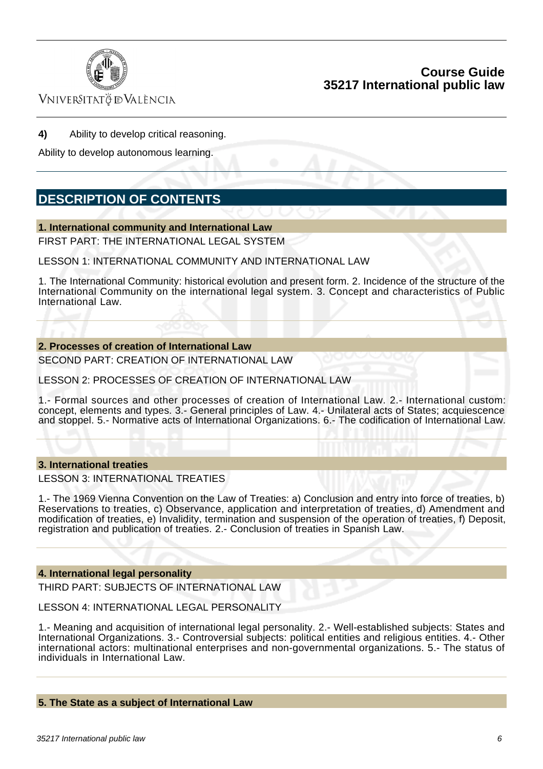**4)** Ability to develop critical reasoning.

Ability to develop autonomous learning.

## DESCRIPTION OF CONTENTS

### 1. International community and International Law

FIRST PART: THE INTERNATIONAL LEGAL SYSTEM

LESSON 1: INTERNATIONAL COMMUNITY AND INTERNATIONAL LAW

1. The International Community: historical evolution and present form. 2. Incidence of the structure of the International Community on the international legal system. 3. Concept and characteristics of Public International Law.

### 2. Processes of creation of International Law

SECOND PART: CREATION OF INTERNATIONAL LAW

LESSON 2: PROCESSES OF CREATION OF INTERNATIONAL LAW

1.- Formal sources and other processes of creation of International Law. 2.- International custom: concept, elements and types. 3.- General principles of Law. 4.- Unilateral acts of States; acquiescence and stoppel. 5.- Normative acts of International Organizations. 6.- The codification of International Law.

### 3. International treaties

LESSON 3: INTERNATIONAL TREATIES

1.- The 1969 Vienna Convention on the Law of Treaties: a) Conclusion and entry into force of treaties, b) Reservations to treaties, c) Observance, application and interpretation of treaties, d) Amendment and modification of treaties, e) Invalidity, termination and suspension of the operation of treaties, f) Deposit, registration and publication of treaties. 2.- Conclusion of treaties in Spanish Law.

### 4. International legal personality

THIRD PART: SUBJECTS OF INTERNATIONAL LAW

LESSON 4: INTERNATIONAL LEGAL PERSONALITY

1.- Meaning and acquisition of international legal personality. 2.- Well-established subjects: States and International Organizations. 3.- Controversial subjects: political entities and religious entities. 4.- Other international actors: multinational enterprises and non-governmental organizations. 5.- The status of individuals in International Law.

### 5. The State as a subject of International Law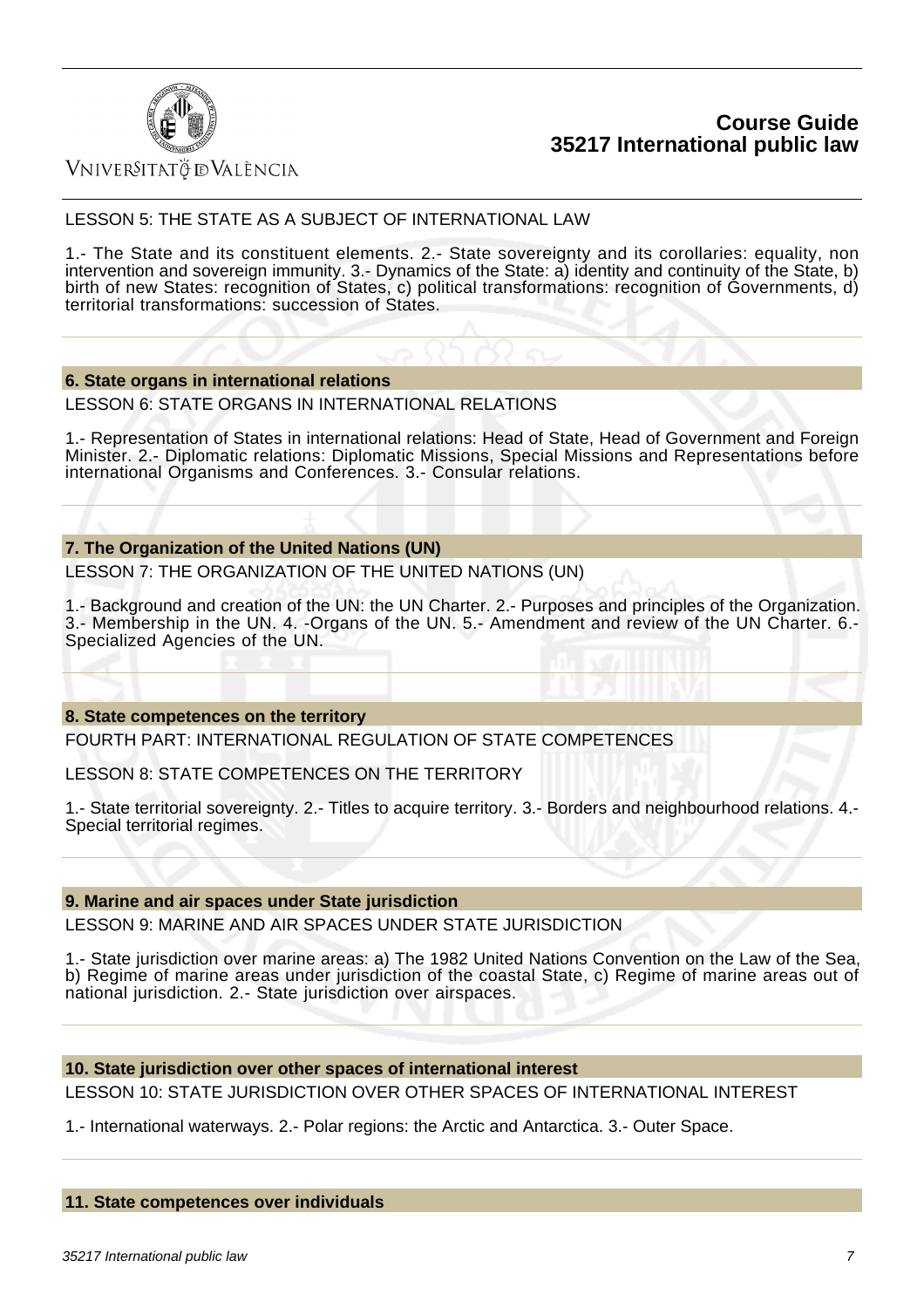LESSON 5: THE STATE AS A SUBJECT OF INTERNATIONAL LAW

1.- The State and its constituent elements. 2.- State sovereignty and its corollaries: equality, non intervention and sovereign immunity. 3.- Dynamics of the State: a) identity and continuity of the State, b) birth of new States: recognition of States, c) political transformations: recognition of Governments, d) territorial transformations: succession of States.

### 6. State organs in international relations

LESSON 6: STATE ORGANS IN INTERNATIONAL RELATIONS

1.- Representation of States in international relations: Head of State, Head of Government and Foreign Minister. 2.- Diplomatic relations: Diplomatic Missions, Special Missions and Representations before international Organisms and Conferences. 3.- Consular relations.

### 7. The Organization of the United Nations (UN)

LESSON 7: THE ORGANIZATION OF THE UNITED NATIONS (UN)

1.- Background and creation of the UN: the UN Charter. 2.- Purposes and principles of the Organization. 3.- Membership in the UN. 4. -Organs of the UN. 5.- Amendment and review of the UN Charter. 6.- Specialized Agencies of the UN.

### 8. State competences on the territory

FOURTH PART: INTERNATIONAL REGULATION OF STATE COMPETENCES

LESSON 8: STATE COMPETENCES ON THE TERRITORY

1.- State territorial sovereignty. 2.- Titles to acquire territory. 3.- Borders and neighbourhood relations. 4.- Special territorial regimes.

### 9. Marine and air spaces under State jurisdiction

LESSON 9: MARINE AND AIR SPACES UNDER STATE JURISDICTION

1.- State jurisdiction over marine areas: a) The 1982 United Nations Convention on the Law of the Sea, b) Regime of marine areas under jurisdiction of the coastal State, c) Regime of marine areas out of national jurisdiction. 2.- State jurisdiction over airspaces.

### 10. State jurisdiction over other spaces of international interest

LESSON 10: STATE JURISDICTION OVER OTHER SPACES OF INTERNATIONAL INTEREST

1.- International waterways. 2.- Polar regions: the Arctic and Antarctica. 3.- Outer Space.

### 11. State competences over individuals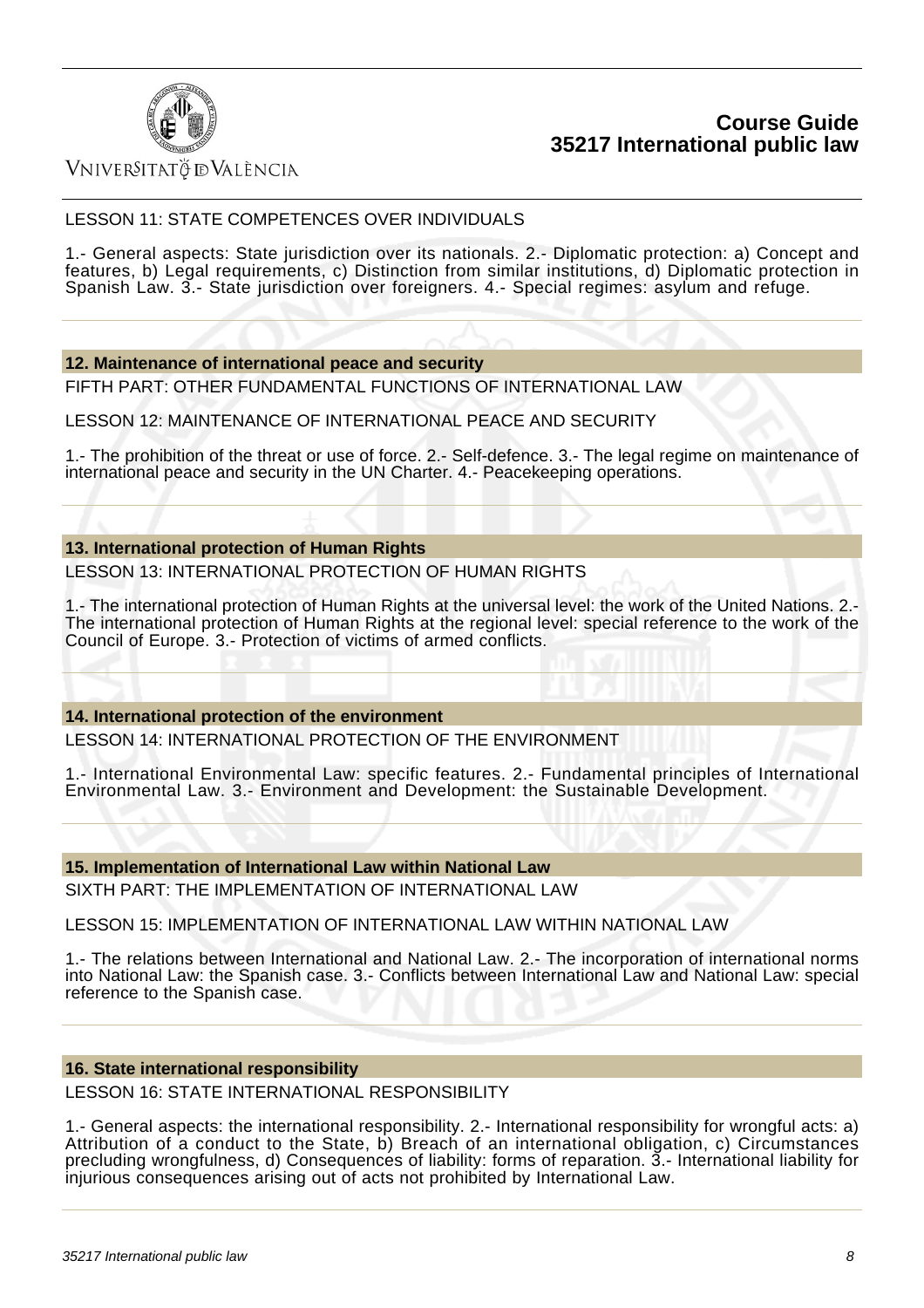LESSON 11: STATE COMPETENCES OVER INDIVIDUALS

1.- General aspects: State jurisdiction over its nationals. 2.- Diplomatic protection: a) Concept and features, b) Legal requirements, c) Distinction from similar institutions, d) Diplomatic protection in Spanish Law. 3.- State jurisdiction over foreigners. 4.- Special regimes: asylum and refuge.

### 12. Maintenance of international peace and security

FIFTH PART: OTHER FUNDAMENTAL FUNCTIONS OF INTERNATIONAL LAW

LESSON 12: MAINTENANCE OF INTERNATIONAL PEACE AND SECURITY

1.- The prohibition of the threat or use of force. 2.- Self-defence. 3.- The legal regime on maintenance of international peace and security in the UN Charter. 4.- Peacekeeping operations.

### 13. International protection of Human Rights

LESSON 13: INTERNATIONAL PROTECTION OF HUMAN RIGHTS

1.- The international protection of Human Rights at the universal level: the work of the United Nations. 2.- The international protection of Human Rights at the regional level: special reference to the work of the Council of Europe. 3.- Protection of victims of armed conflicts.

### 14. International protection of the environment

LESSON 14: INTERNATIONAL PROTECTION OF THE ENVIRONMENT

1.- International Environmental Law: specific features. 2.- Fundamental principles of International Environmental Law. 3.- Environment and Development: the Sustainable Development.

### 15. Implementation of International Law within National Law

SIXTH PART: THE IMPLEMENTATION OF INTERNATIONAL LAW

LESSON 15: IMPLEMENTATION OF INTERNATIONAL LAW WITHIN NATIONAL LAW

1.- The relations between International and National Law. 2.- The incorporation of international norms into National Law: the Spanish case. 3.- Conflicts between International Law and National Law: special reference to the Spanish case.

### 16. State international responsibility

LESSON 16: STATE INTERNATIONAL RESPONSIBILITY

1.- General aspects: the international responsibility. 2.- International responsibility for wrongful acts: a) Attribution of a conduct to the State, b) Breach of an international obligation, c) Circumstances precluding wrongfulness, d) Consequences of liability: forms of reparation. 3.- International liability for injurious consequences arising out of acts not prohibited by International Law.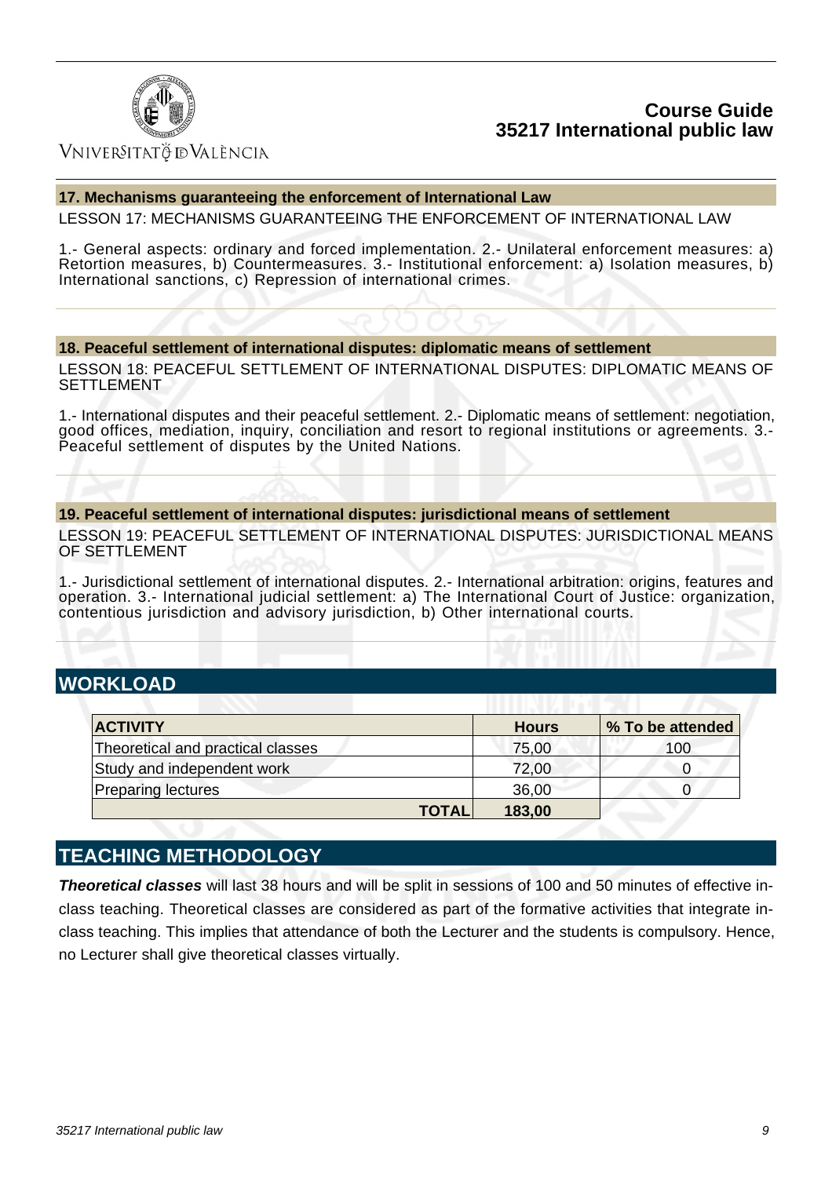### 17. Mechanisms guaranteeing the enforcement of International Law

LESSON 17: MECHANISMS GUARANTEEING THE ENFORCEMENT OF INTERNATIONAL LAW

1.- General aspects: ordinary and forced implementation. 2.- Unilateral enforcement measures: a) Retortion measures, b) Countermeasures. 3.- Institutional enforcement: a) Isolation measures, b) International sanctions, c) Repression of international crimes.

### 18. Peaceful settlement of international disputes: diplomatic means of settlement

LESSON 18: PEACEFUL SETTLEMENT OF INTERNATIONAL DISPUTES: DIPLOMATIC MEANS OF SETTLEMENT

1.- International disputes and their peaceful settlement. 2.- Diplomatic means of settlement: negotiation, good offices, mediation, inquiry, conciliation and resort to regional institutions or agreements. 3.- Peaceful settlement of disputes by the United Nations.

### 19. Peaceful settlement of international disputes: jurisdictional means of settlement

LESSON 19: PEACEFUL SETTLEMENT OF INTERNATIONAL DISPUTES: JURISDICTIONAL MEANS OF SETTLEMENT

1.- Jurisdictional settlement of international disputes. 2.- International arbitration: origins, features and operation. 3.- International judicial settlement: a) The International Court of Justice: organization, contentious jurisdiction and advisory jurisdiction, b) Other international courts.

## WORKLOAD

| ACTIVITY | Hours | % To be attended |
|---|---|---|
| Theoretical and practical classes | 75,00 | 100 |
| Study and independent work | 72,00 | 0 |
| Preparing lectures | 36,00 | 0 |
| **TOTAL** | **183,00** | |

## TEACHING METHODOLOGY

***Theoretical classes*** will last 38 hours and will be split in sessions of 100 and 50 minutes of effective in-class teaching. Theoretical classes are considered as part of the formative activities that integrate in-class teaching. This implies that attendance of both the Lecturer and the students is compulsory. Hence, no Lecturer shall give theoretical classes virtually.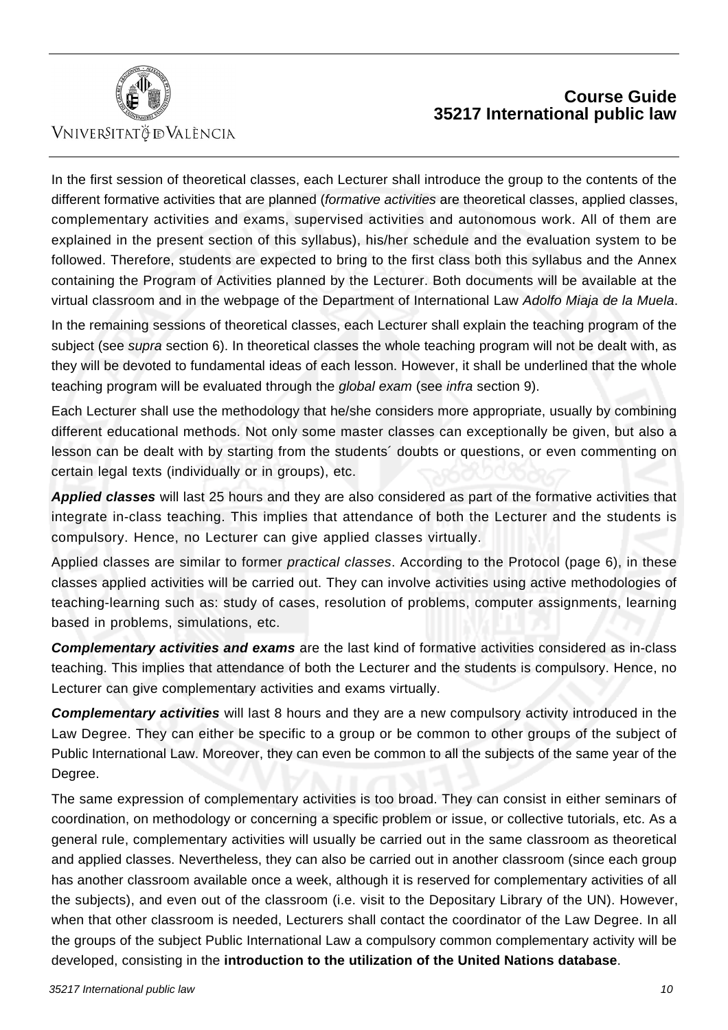In the first session of theoretical classes, each Lecturer shall introduce the group to the contents of the different formative activities that are planned (*formative activities* are theoretical classes, applied classes, complementary activities and exams, supervised activities and autonomous work. All of them are explained in the present section of this syllabus), his/her schedule and the evaluation system to be followed. Therefore, students are expected to bring to the first class both this syllabus and the Annex containing the Program of Activities planned by the Lecturer. Both documents will be available at the virtual classroom and in the webpage of the Department of International Law *Adolfo Miaja de la Muela*.

In the remaining sessions of theoretical classes, each Lecturer shall explain the teaching program of the subject (see *supra* section 6). In theoretical classes the whole teaching program will not be dealt with, as they will be devoted to fundamental ideas of each lesson. However, it shall be underlined that the whole teaching program will be evaluated through the *global exam* (see *infra* section 9).

Each Lecturer shall use the methodology that he/she considers more appropriate, usually by combining different educational methods. Not only some master classes can exceptionally be given, but also a lesson can be dealt with by starting from the students´ doubts or questions, or even commenting on certain legal texts (individually or in groups), etc.

***Applied classes*** will last 25 hours and they are also considered as part of the formative activities that integrate in-class teaching. This implies that attendance of both the Lecturer and the students is compulsory. Hence, no Lecturer can give applied classes virtually.

Applied classes are similar to former *practical classes*. According to the Protocol (page 6), in these classes applied activities will be carried out. They can involve activities using active methodologies of teaching-learning such as: study of cases, resolution of problems, computer assignments, learning based in problems, simulations, etc.

***Complementary activities and exams*** are the last kind of formative activities considered as in-class teaching. This implies that attendance of both the Lecturer and the students is compulsory. Hence, no Lecturer can give complementary activities and exams virtually.

***Complementary activities*** will last 8 hours and they are a new compulsory activity introduced in the Law Degree. They can either be specific to a group or be common to other groups of the subject of Public International Law. Moreover, they can even be common to all the subjects of the same year of the Degree.

The same expression of complementary activities is too broad. They can consist in either seminars of coordination, on methodology or concerning a specific problem or issue, or collective tutorials, etc. As a general rule, complementary activities will usually be carried out in the same classroom as theoretical and applied classes. Nevertheless, they can also be carried out in another classroom (since each group has another classroom available once a week, although it is reserved for complementary activities of all the subjects), and even out of the classroom (i.e. visit to the Depositary Library of the UN). However, when that other classroom is needed, Lecturers shall contact the coordinator of the Law Degree. In all the groups of the subject Public International Law a compulsory common complementary activity will be developed, consisting in the **introduction to the utilization of the United Nations database**.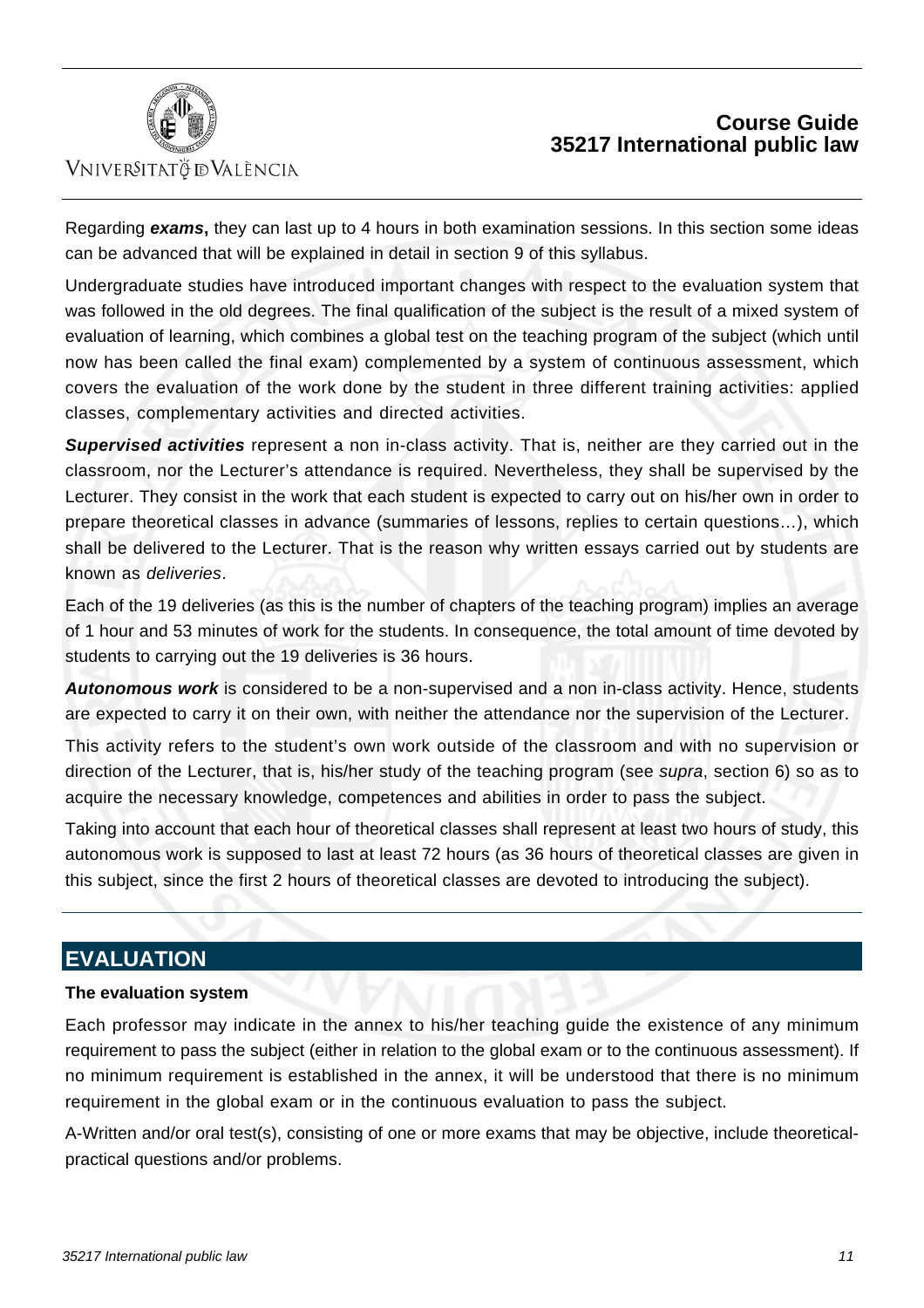Regarding ***exams*****,** they can last up to 4 hours in both examination sessions. In this section some ideas can be advanced that will be explained in detail in section 9 of this syllabus.

Undergraduate studies have introduced important changes with respect to the evaluation system that was followed in the old degrees. The final qualification of the subject is the result of a mixed system of evaluation of learning, which combines a global test on the teaching program of the subject (which until now has been called the final exam) complemented by a system of continuous assessment, which covers the evaluation of the work done by the student in three different training activities: applied classes, complementary activities and directed activities.

***Supervised activities*** represent a non in-class activity. That is, neither are they carried out in the classroom, nor the Lecturer's attendance is required. Nevertheless, they shall be supervised by the Lecturer. They consist in the work that each student is expected to carry out on his/her own in order to prepare theoretical classes in advance (summaries of lessons, replies to certain questions…), which shall be delivered to the Lecturer. That is the reason why written essays carried out by students are known as *deliveries*.

Each of the 19 deliveries (as this is the number of chapters of the teaching program) implies an average of 1 hour and 53 minutes of work for the students. In consequence, the total amount of time devoted by students to carrying out the 19 deliveries is 36 hours.

***Autonomous work*** is considered to be a non-supervised and a non in-class activity. Hence, students are expected to carry it on their own, with neither the attendance nor the supervision of the Lecturer.

This activity refers to the student's own work outside of the classroom and with no supervision or direction of the Lecturer, that is, his/her study of the teaching program (see *supra*, section 6) so as to acquire the necessary knowledge, competences and abilities in order to pass the subject.

Taking into account that each hour of theoretical classes shall represent at least two hours of study, this autonomous work is supposed to last at least 72 hours (as 36 hours of theoretical classes are given in this subject, since the first 2 hours of theoretical classes are devoted to introducing the subject).

## EVALUATION

**The evaluation system**

Each professor may indicate in the annex to his/her teaching guide the existence of any minimum requirement to pass the subject (either in relation to the global exam or to the continuous assessment). If no minimum requirement is established in the annex, it will be understood that there is no minimum requirement in the global exam or in the continuous evaluation to pass the subject.

A-Written and/or oral test(s), consisting of one or more exams that may be objective, include theoretical-practical questions and/or problems.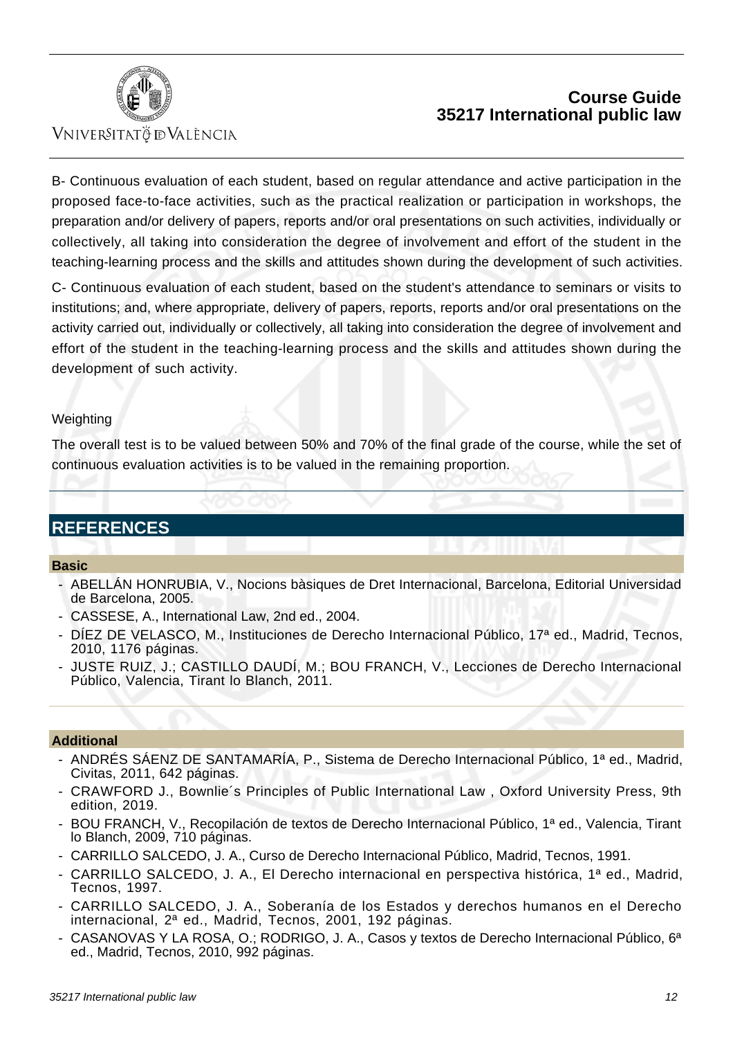B- Continuous evaluation of each student, based on regular attendance and active participation in the proposed face-to-face activities, such as the practical realization or participation in workshops, the preparation and/or delivery of papers, reports and/or oral presentations on such activities, individually or collectively, all taking into consideration the degree of involvement and effort of the student in the teaching-learning process and the skills and attitudes shown during the development of such activities.

C- Continuous evaluation of each student, based on the student's attendance to seminars or visits to institutions; and, where appropriate, delivery of papers, reports, reports and/or oral presentations on the activity carried out, individually or collectively, all taking into consideration the degree of involvement and effort of the student in the teaching-learning process and the skills and attitudes shown during the development of such activity.

Weighting

The overall test is to be valued between 50% and 70% of the final grade of the course, while the set of continuous evaluation activities is to be valued in the remaining proportion.

## REFERENCES

### Basic

- ABELLÁN HONRUBIA, V., Nocions bàsiques de Dret Internacional, Barcelona, Editorial Universidad de Barcelona, 2005.
- CASSESE, A., International Law, 2nd ed., 2004.
- DÍEZ DE VELASCO, M., Instituciones de Derecho Internacional Público, 17ª ed., Madrid, Tecnos, 2010, 1176 páginas.
- JUSTE RUIZ, J.; CASTILLO DAUDÍ, M.; BOU FRANCH, V., Lecciones de Derecho Internacional Público, Valencia, Tirant lo Blanch, 2011.

### Additional

- ANDRÉS SÁENZ DE SANTAMARÍA, P., Sistema de Derecho Internacional Público, 1ª ed., Madrid, Civitas, 2011, 642 páginas.
- CRAWFORD J., Bownlie´s Principles of Public International Law , Oxford University Press, 9th edition, 2019.
- BOU FRANCH, V., Recopilación de textos de Derecho Internacional Público, 1ª ed., Valencia, Tirant lo Blanch, 2009, 710 páginas.
- CARRILLO SALCEDO, J. A., Curso de Derecho Internacional Público, Madrid, Tecnos, 1991.
- CARRILLO SALCEDO, J. A., El Derecho internacional en perspectiva histórica, 1ª ed., Madrid, Tecnos, 1997.
- CARRILLO SALCEDO, J. A., Soberanía de los Estados y derechos humanos en el Derecho internacional, 2ª ed., Madrid, Tecnos, 2001, 192 páginas.
- CASANOVAS Y LA ROSA, O.; RODRIGO, J. A., Casos y textos de Derecho Internacional Público, 6ª ed., Madrid, Tecnos, 2010, 992 páginas.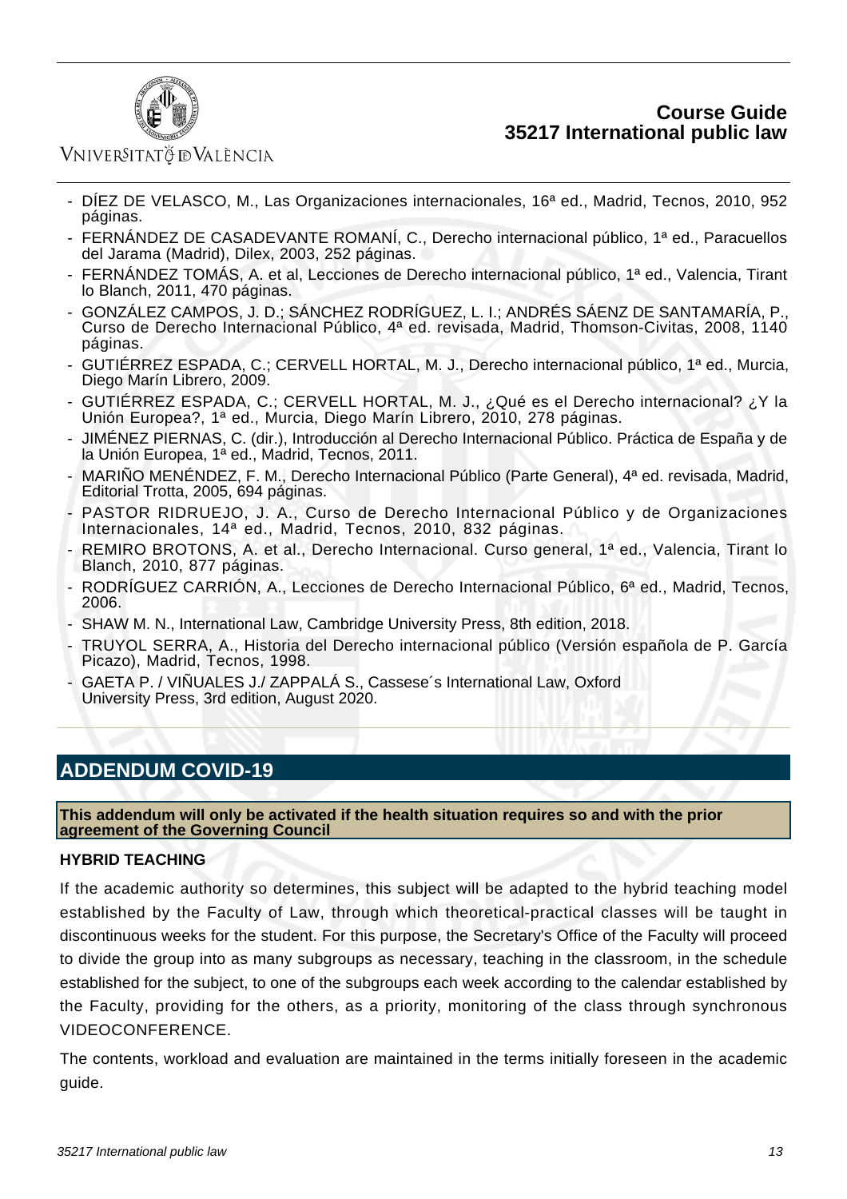- DÍEZ DE VELASCO, M., Las Organizaciones internacionales, 16ª ed., Madrid, Tecnos, 2010, 952 páginas.
- FERNÁNDEZ DE CASADEVANTE ROMANÍ, C., Derecho internacional público, 1ª ed., Paracuellos del Jarama (Madrid), Dilex, 2003, 252 páginas.
- FERNÁNDEZ TOMÁS, A. et al, Lecciones de Derecho internacional público, 1ª ed., Valencia, Tirant lo Blanch, 2011, 470 páginas.
- GONZÁLEZ CAMPOS, J. D.; SÁNCHEZ RODRÍGUEZ, L. I.; ANDRÉS SÁENZ DE SANTAMARÍA, P., Curso de Derecho Internacional Público, 4ª ed. revisada, Madrid, Thomson-Civitas, 2008, 1140 páginas.
- GUTIÉRREZ ESPADA, C.; CERVELL HORTAL, M. J., Derecho internacional público, 1ª ed., Murcia, Diego Marín Librero, 2009.
- GUTIÉRREZ ESPADA, C.; CERVELL HORTAL, M. J., ¿Qué es el Derecho internacional? ¿Y la Unión Europea?, 1ª ed., Murcia, Diego Marín Librero, 2010, 278 páginas.
- JIMÉNEZ PIERNAS, C. (dir.), Introducción al Derecho Internacional Público. Práctica de España y de la Unión Europea, 1ª ed., Madrid, Tecnos, 2011.
- MARIÑO MENÉNDEZ, F. M., Derecho Internacional Público (Parte General), 4ª ed. revisada, Madrid, Editorial Trotta, 2005, 694 páginas.
- PASTOR RIDRUEJO, J. A., Curso de Derecho Internacional Público y de Organizaciones Internacionales, 14ª ed., Madrid, Tecnos, 2010, 832 páginas.
- REMIRO BROTONS, A. et al., Derecho Internacional. Curso general, 1ª ed., Valencia, Tirant lo Blanch, 2010, 877 páginas.
- RODRÍGUEZ CARRIÓN, A., Lecciones de Derecho Internacional Público, 6ª ed., Madrid, Tecnos, 2006.
- SHAW M. N., International Law, Cambridge University Press, 8th edition, 2018.
- TRUYOL SERRA, A., Historia del Derecho internacional público (Versión española de P. García Picazo), Madrid, Tecnos, 1998.
- GAETA P. / VIÑUALES J./ ZAPPALÁ S., Cassese´s International Law, Oxford University Press, 3rd edition, August 2020.

## ADDENDUM COVID-19

**This addendum will only be activated if the health situation requires so and with the prior agreement of the Governing Council**

**HYBRID TEACHING**

If the academic authority so determines, this subject will be adapted to the hybrid teaching model established by the Faculty of Law, through which theoretical-practical classes will be taught in discontinuous weeks for the student. For this purpose, the Secretary's Office of the Faculty will proceed to divide the group into as many subgroups as necessary, teaching in the classroom, in the schedule established for the subject, to one of the subgroups each week according to the calendar established by the Faculty, providing for the others, as a priority, monitoring of the class through synchronous VIDEOCONFERENCE.

The contents, workload and evaluation are maintained in the terms initially foreseen in the academic guide.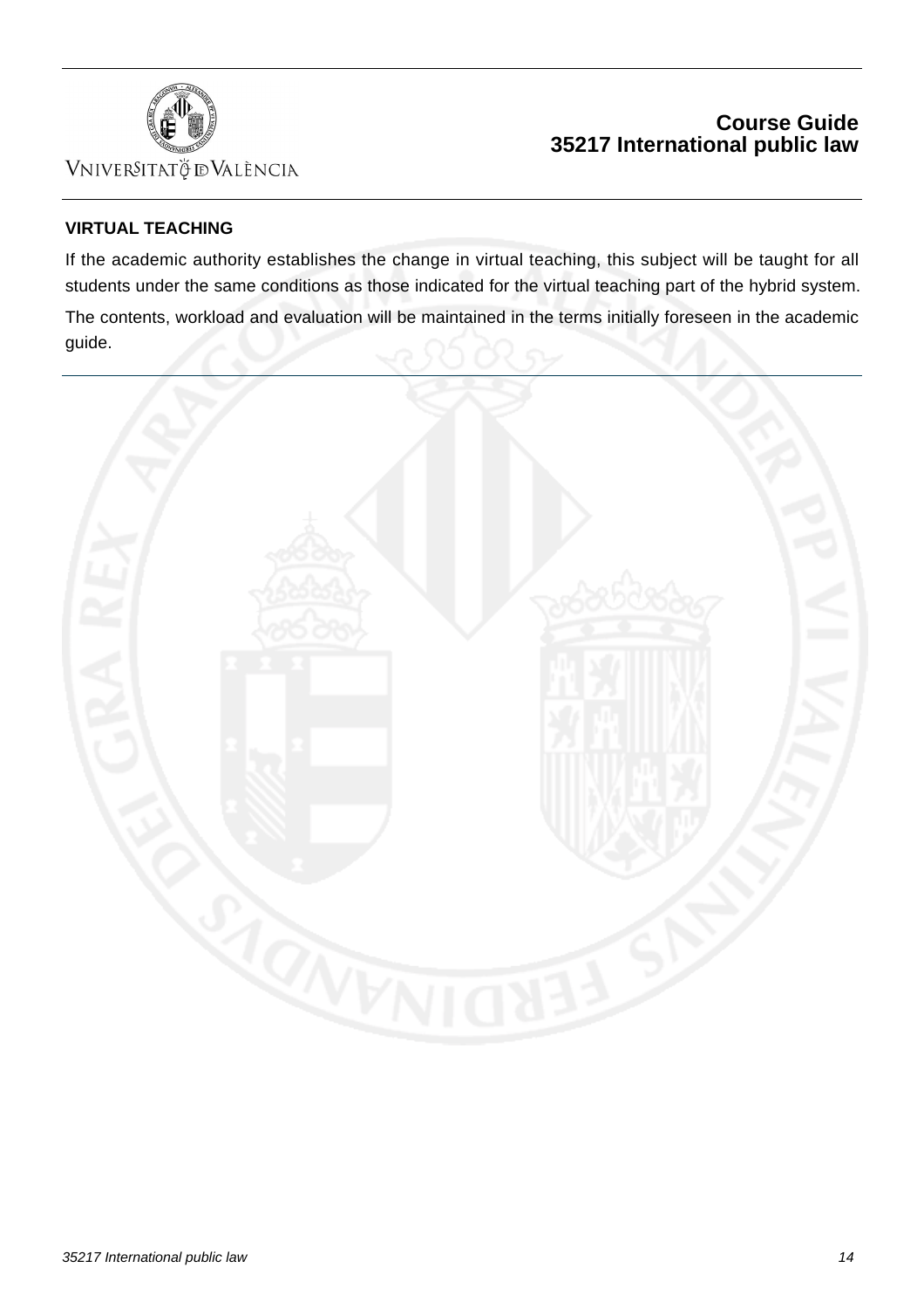### VIRTUAL TEACHING

If the academic authority establishes the change in virtual teaching, this subject will be taught for all students under the same conditions as those indicated for the virtual teaching part of the hybrid system.

The contents, workload and evaluation will be maintained in the terms initially foreseen in the academic guide.